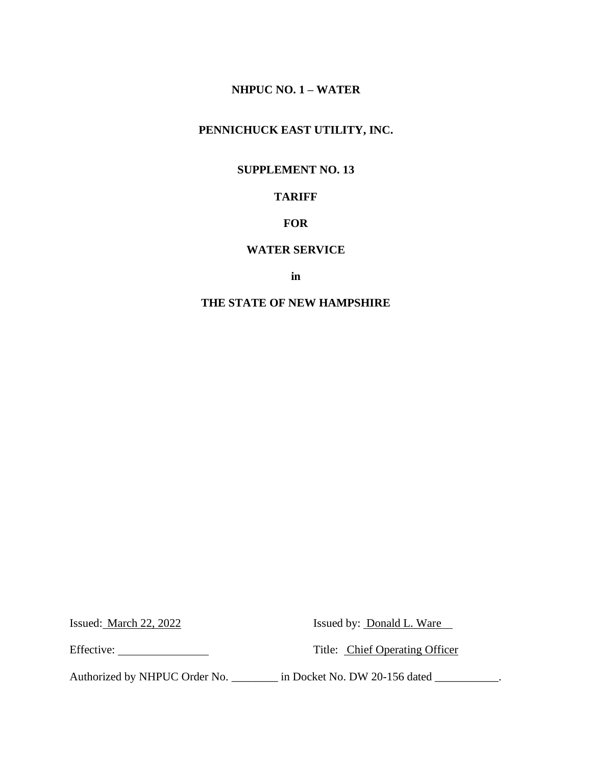**NHPUC NO. 1 – WATER**

**PENNICHUCK EAST UTILITY, INC.**

**SUPPLEMENT NO. 13**

**TARIFF**

**FOR**

**WATER SERVICE**

**in**

**THE STATE OF NEW HAMPSHIRE**

Issued: March 22, 2022 Issued by: Donald L. Ware

Effective: ________________ Title: Chief Operating Officer

Authorized by NHPUC Order No. ________ in Docket No. DW 20-156 dated ___________.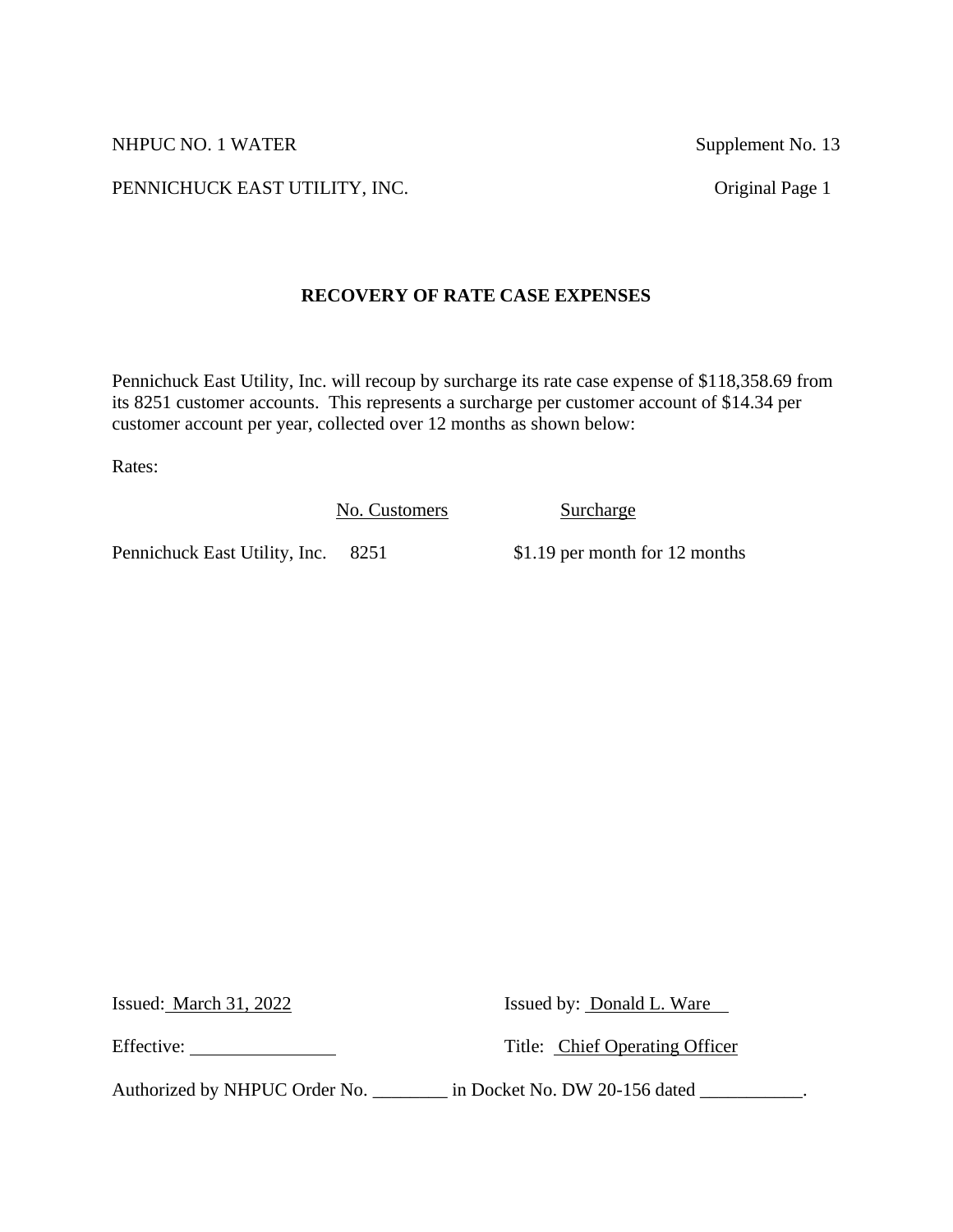NHPUC NO. 1 WATER Supplement No. 13

PENNICHUCK EAST UTILITY, INC. Original Page 1

## RECOVERY OF RATE CASE EXPENSES

Pennichuck East Utility, Inc. will recoup by surcharge its rate case expense of $118,358.69 from its 8251 customer accounts. This represents a surcharge per customer account of $14.34 per customer account per year, collected over 12 months as shown below:

Rates:

| | No. Customers | Surcharge |
|---|---|---|
| Pennichuck East Utility, Inc. | 8251 | $1.19 per month for 12 months |

Issued: March 31, 2022 Issued by: Donald L. Ware

Effective: ________________ Title: Chief Operating Officer

Authorized by NHPUC Order No. ________ in Docket No. DW 20-156 dated ___________.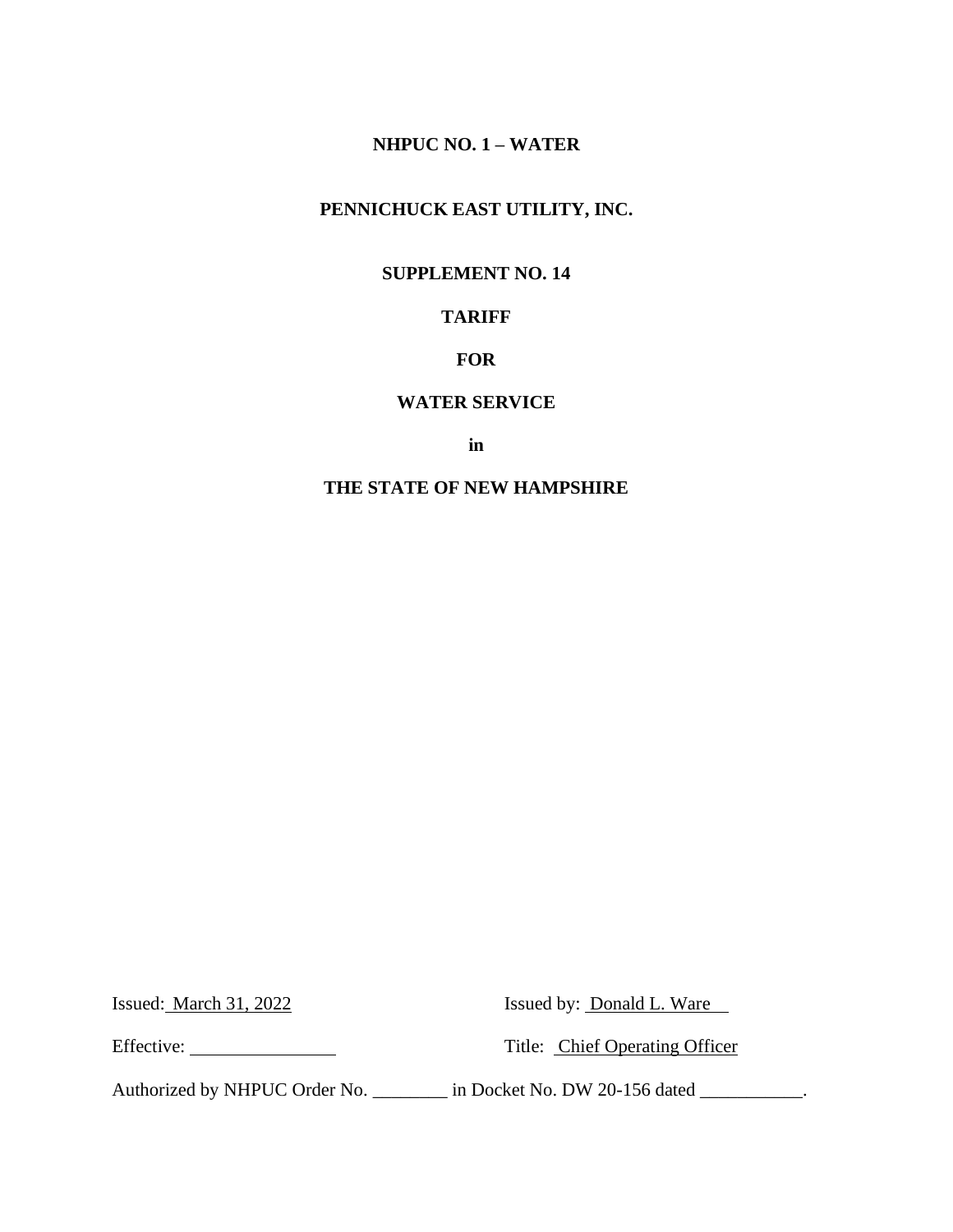**NHPUC NO. 1 – WATER**

**PENNICHUCK EAST UTILITY, INC.**

**SUPPLEMENT NO. 14**

**TARIFF**

**FOR**

**WATER SERVICE**

**in**

**THE STATE OF NEW HAMPSHIRE**

Issued: March 31, 2022 Issued by: Donald L. Ware

Effective: ________________ Title: Chief Operating Officer

Authorized by NHPUC Order No. ________ in Docket No. DW 20-156 dated ___________.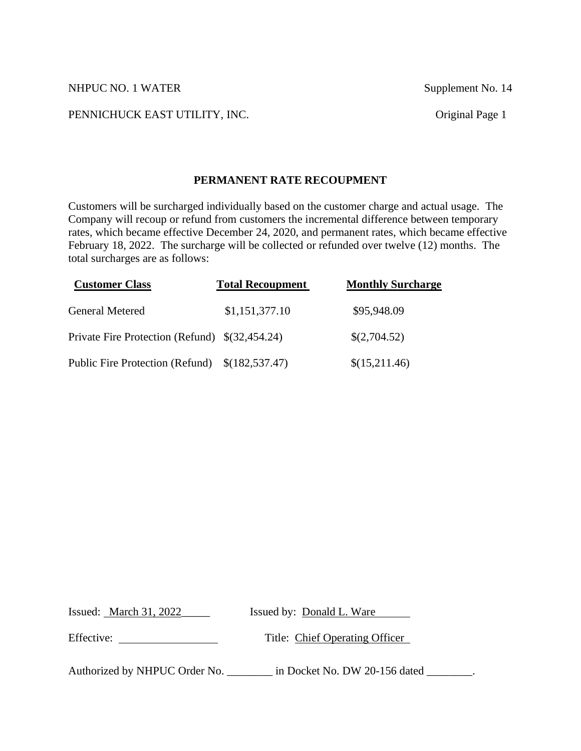NHPUC NO. 1 WATER Supplement No. 14

PENNICHUCK EAST UTILITY, INC. Original Page 1

## PERMANENT RATE RECOUPMENT

Customers will be surcharged individually based on the customer charge and actual usage. The Company will recoup or refund from customers the incremental difference between temporary rates, which became effective December 24, 2020, and permanent rates, which became effective February 18, 2022. The surcharge will be collected or refunded over twelve (12) months. The total surcharges are as follows:

| Customer Class | Total Recoupment | Monthly Surcharge |
|---|---|---|
| General Metered | $1,151,377.10 | $95,948.09 |
| Private Fire Protection (Refund) | $(32,454.24) | $(2,704.52) |
| Public Fire Protection (Refund) | $(182,537.47) | $(15,211.46) |

Issued: March 31, 2022 Issued by: Donald L. Ware

Effective: ____________ Title: Chief Operating Officer

Authorized by NHPUC Order No. ________ in Docket No. DW 20-156 dated ________.